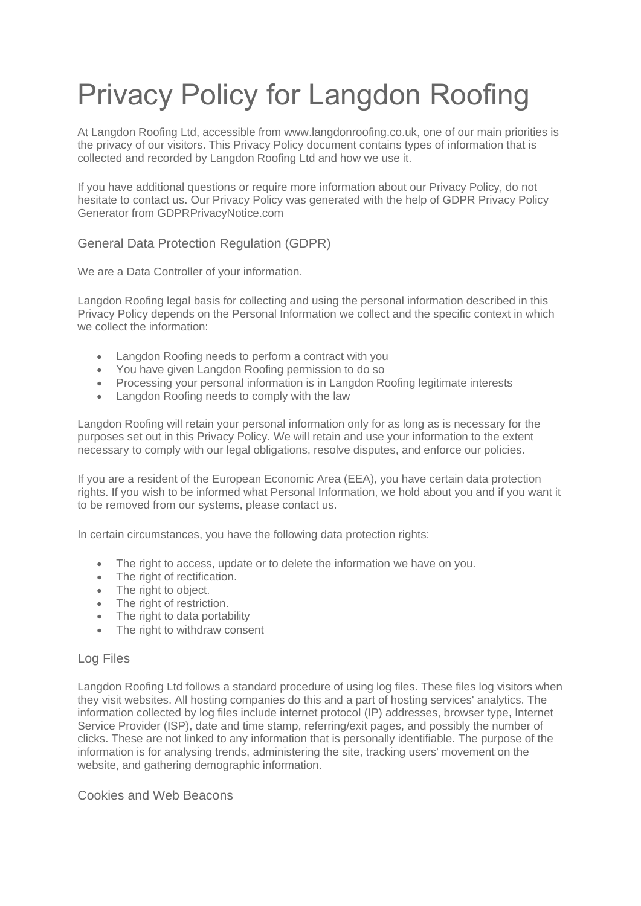# Privacy Policy for Langdon Roofing

At Langdon Roofing Ltd, accessible from www.langdonroofing.co.uk, one of our main priorities is the privacy of our visitors. This Privacy Policy document contains types of information that is collected and recorded by Langdon Roofing Ltd and how we use it.

If you have additional questions or require more information about our Privacy Policy, do not hesitate to contact us. Our Privacy Policy was generated with the help of GDPR Privacy Policy Generator from GDPRPrivacyNotice.com

## General Data Protection Regulation (GDPR)

We are a Data Controller of your information.

Langdon Roofing legal basis for collecting and using the personal information described in this Privacy Policy depends on the Personal Information we collect and the specific context in which we collect the information:

- Langdon Roofing needs to perform a contract with you
- You have given Langdon Roofing permission to do so
- Processing your personal information is in Langdon Roofing legitimate interests
- Langdon Roofing needs to comply with the law

Langdon Roofing will retain your personal information only for as long as is necessary for the purposes set out in this Privacy Policy. We will retain and use your information to the extent necessary to comply with our legal obligations, resolve disputes, and enforce our policies.

If you are a resident of the European Economic Area (EEA), you have certain data protection rights. If you wish to be informed what Personal Information, we hold about you and if you want it to be removed from our systems, please contact us.

In certain circumstances, you have the following data protection rights:

- The right to access, update or to delete the information we have on you.
- The right of rectification.
- The right to object.
- The right of restriction.
- The right to data portability
- The right to withdraw consent

## Log Files

Langdon Roofing Ltd follows a standard procedure of using log files. These files log visitors when they visit websites. All hosting companies do this and a part of hosting services' analytics. The information collected by log files include internet protocol (IP) addresses, browser type, Internet Service Provider (ISP), date and time stamp, referring/exit pages, and possibly the number of clicks. These are not linked to any information that is personally identifiable. The purpose of the information is for analysing trends, administering the site, tracking users' movement on the website, and gathering demographic information.

## Cookies and Web Beacons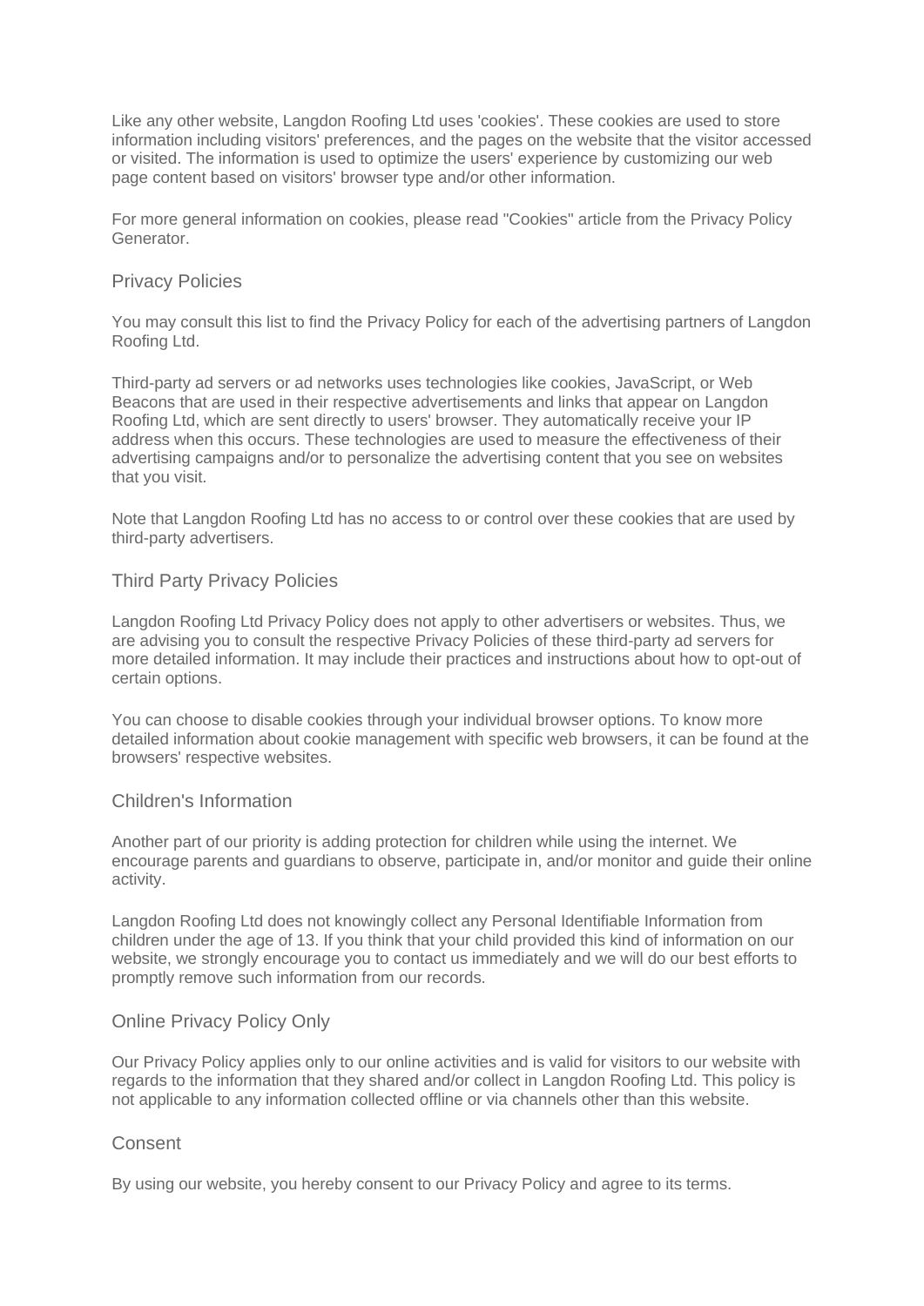Like any other website, Langdon Roofing Ltd uses 'cookies'. These cookies are used to store information including visitors' preferences, and the pages on the website that the visitor accessed or visited. The information is used to optimize the users' experience by customizing our web page content based on visitors' browser type and/or other information.

For more general information on cookies, please read "Cookies" article from the Privacy Policy Generator.

## Privacy Policies

You may consult this list to find the Privacy Policy for each of the advertising partners of Langdon Roofing Ltd.

Third-party ad servers or ad networks uses technologies like cookies, JavaScript, or Web Beacons that are used in their respective advertisements and links that appear on Langdon Roofing Ltd, which are sent directly to users' browser. They automatically receive your IP address when this occurs. These technologies are used to measure the effectiveness of their advertising campaigns and/or to personalize the advertising content that you see on websites that you visit.

Note that Langdon Roofing Ltd has no access to or control over these cookies that are used by third-party advertisers.

## Third Party Privacy Policies

Langdon Roofing Ltd Privacy Policy does not apply to other advertisers or websites. Thus, we are advising you to consult the respective Privacy Policies of these third-party ad servers for more detailed information. It may include their practices and instructions about how to opt-out of certain options.

You can choose to disable cookies through your individual browser options. To know more detailed information about cookie management with specific web browsers, it can be found at the browsers' respective websites.

## Children's Information

Another part of our priority is adding protection for children while using the internet. We encourage parents and guardians to observe, participate in, and/or monitor and guide their online activity.

Langdon Roofing Ltd does not knowingly collect any Personal Identifiable Information from children under the age of 13. If you think that your child provided this kind of information on our website, we strongly encourage you to contact us immediately and we will do our best efforts to promptly remove such information from our records.

## Online Privacy Policy Only

Our Privacy Policy applies only to our online activities and is valid for visitors to our website with regards to the information that they shared and/or collect in Langdon Roofing Ltd. This policy is not applicable to any information collected offline or via channels other than this website.

## Consent

By using our website, you hereby consent to our Privacy Policy and agree to its terms.